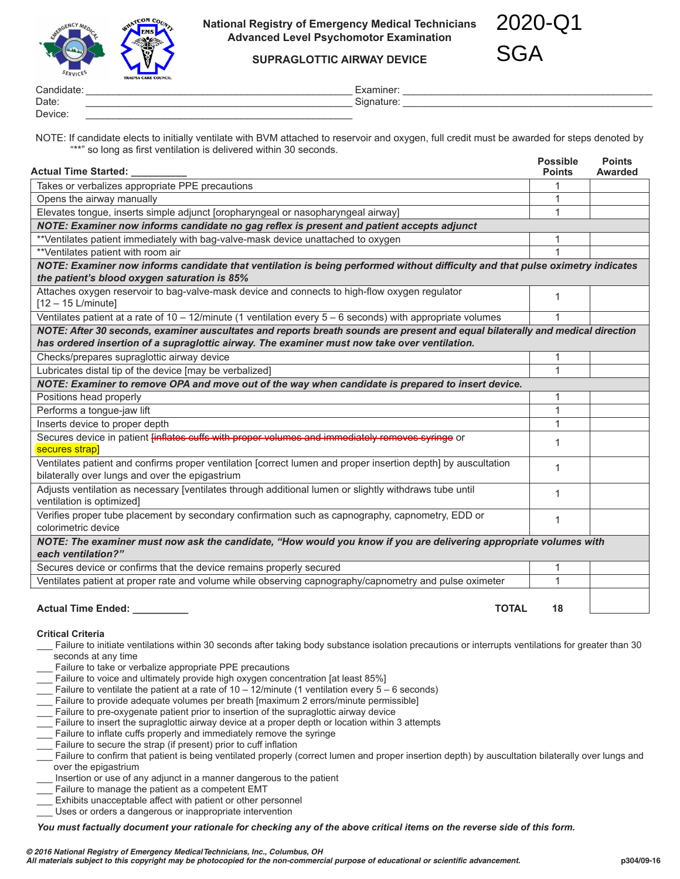# National Registry of Emergency Medical Technicians
## Advanced Level Psychomotor Examination

# 2020-Q1 SGA

### SUPRAGLOTTIC AIRWAY DEVICE

Candidate: ______________________ Examiner: ______________________

Date: ______________________ Signature: ______________________

Device: ______________________

NOTE: If candidate elects to initially ventilate with BVM attached to reservoir and oxygen, full credit must be awarded for steps denoted by "**" so long as first ventilation is delivered within 30 seconds.

| Actual Time Started: __________ | Possible Points | Points Awarded |
|---|---|---|
| Takes or verbalizes appropriate PPE precautions | 1 | |
| Opens the airway manually | 1 | |
| Elevates tongue, inserts simple adjunct [oropharyngeal or nasopharyngeal airway] | 1 | |
| ***NOTE: Examiner now informs candidate no gag reflex is present and patient accepts adjunct*** | | |
| **Ventilates patient immediately with bag-valve-mask device unattached to oxygen | 1 | |
| **Ventilates patient with room air | 1 | |
| ***NOTE: Examiner now informs candidate that ventilation is being performed without difficulty and that pulse oximetry indicates the patient's blood oxygen saturation is 85%*** | | |
| Attaches oxygen reservoir to bag-valve-mask device and connects to high-flow oxygen regulator [12 – 15 L/minute] | 1 | |
| Ventilates patient at a rate of 10 – 12/minute (1 ventilation every 5 – 6 seconds) with appropriate volumes | 1 | |
| ***NOTE: After 30 seconds, examiner auscultates and reports breath sounds are present and equal bilaterally and medical direction has ordered insertion of a supraglottic airway. The examiner must now take over ventilation.*** | | |
| Checks/prepares supraglottic airway device | 1 | |
| Lubricates distal tip of the device [may be verbalized] | 1 | |
| ***NOTE: Examiner to remove OPA and move out of the way when candidate is prepared to insert device.*** | | |
| Positions head properly | 1 | |
| Performs a tongue-jaw lift | 1 | |
| Inserts device to proper depth | 1 | |
| Secures device in patient [~~inflates cuffs with proper volumes and immediately removes syringe~~ or secures strap] | 1 | |
| Ventilates patient and confirms proper ventilation [correct lumen and proper insertion depth] by auscultation bilaterally over lungs and over the epigastrium | 1 | |
| Adjusts ventilation as necessary [ventilates through additional lumen or slightly withdraws tube until ventilation is optimized] | 1 | |
| Verifies proper tube placement by secondary confirmation such as capnography, capnometry, EDD or colorimetric device | 1 | |
| ***NOTE: The examiner must now ask the candidate, "How would you know if you are delivering appropriate volumes with each ventilation?"*** | | |
| Secures device or confirms that the device remains properly secured | 1 | |
| Ventilates patient at proper rate and volume while observing capnography/capnometry and pulse oximeter | 1 | |
| **Actual Time Ended: __________** **TOTAL** | **18** | |

**Critical Criteria**

___ Failure to initiate ventilations within 30 seconds after taking body substance isolation precautions or interrupts ventilations for greater than 30 seconds at any time
___ Failure to take or verbalize appropriate PPE precautions
___ Failure to voice and ultimately provide high oxygen concentration [at least 85%]
___ Failure to ventilate the patient at a rate of 10 – 12/minute (1 ventilation every 5 – 6 seconds)
___ Failure to provide adequate volumes per breath [maximum 2 errors/minute permissible]
___ Failure to pre-oxygenate patient prior to insertion of the supraglottic airway device
___ Failure to insert the supraglottic airway device at a proper depth or location within 3 attempts
___ Failure to inflate cuffs properly and immediately remove the syringe
___ Failure to secure the strap (if present) prior to cuff inflation
___ Failure to confirm that patient is being ventilated properly (correct lumen and proper insertion depth) by auscultation bilaterally over lungs and over the epigastrium
___ Insertion or use of any adjunct in a manner dangerous to the patient
___ Failure to manage the patient as a competent EMT
___ Exhibits unacceptable affect with patient or other personnel
___ Uses or orders a dangerous or inappropriate intervention

***You must factually document your rationale for checking any of the above critical items on the reverse side of this form.***

*© 2016 National Registry of Emergency Medical Technicians, Inc., Columbus, OH*
*All materials subject to this copyright may be photocopied for the non-commercial purpose of educational or scientific advancement.*

p304/09-16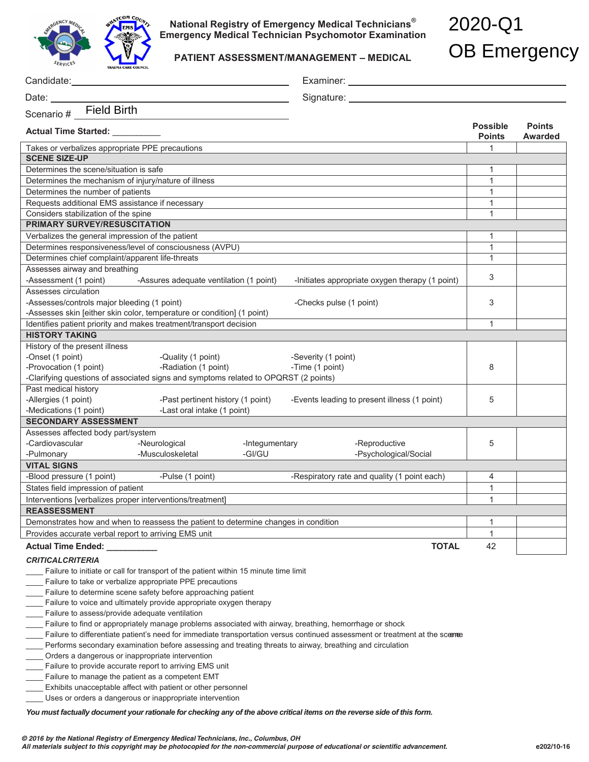**National Registry of Emergency Medical Technicians®**
**Emergency Medical Technician Psychomotor Examination**

**PATIENT ASSESSMENT/MANAGEMENT – MEDICAL**

# 2020-Q1 OB Emergency

Candidate: ______________________________ Examiner: ______________________________

Date: ______________________________ Signature: ______________________________

Scenario # Field Birth

| **Actual Time Started:** __________ | **Possible Points** | **Points Awarded** |
|---|---|---|
| Takes or verbalizes appropriate PPE precautions | 1 | |
| **SCENE SIZE-UP** | | |
| Determines the scene/situation is safe | 1 | |
| Determines the mechanism of injury/nature of illness | 1 | |
| Determines the number of patients | 1 | |
| Requests additional EMS assistance if necessary | 1 | |
| Considers stabilization of the spine | 1 | |
| **PRIMARY SURVEY/RESUSCITATION** | | |
| Verbalizes the general impression of the patient | 1 | |
| Determines responsiveness/level of consciousness (AVPU) | 1 | |
| Determines chief complaint/apparent life-threats | 1 | |
| Assesses airway and breathing<br>-Assessment (1 point) -Assures adequate ventilation (1 point) -Initiates appropriate oxygen therapy (1 point) | 3 | |
| Assesses circulation<br>-Assesses/controls major bleeding (1 point) -Checks pulse (1 point)<br>-Assesses skin [either skin color, temperature or condition] (1 point) | 3 | |
| Identifies patient priority and makes treatment/transport decision | 1 | |
| **HISTORY TAKING** | | |
| History of the present illness<br>-Onset (1 point) -Quality (1 point) -Severity (1 point)<br>-Provocation (1 point) -Radiation (1 point) -Time (1 point)<br>-Clarifying questions of associated signs and symptoms related to OPQRST (2 points) | 8 | |
| Past medical history<br>-Allergies (1 point) -Past pertinent history (1 point) -Events leading to present illness (1 point)<br>-Medications (1 point) -Last oral intake (1 point) | 5 | |
| **SECONDARY ASSESSMENT** | | |
| Assesses affected body part/system<br>-Cardiovascular -Neurological -Integumentary -Reproductive<br>-Pulmonary -Musculoskeletal -GI/GU -Psychological/Social | 5 | |
| **VITAL SIGNS** | | |
| -Blood pressure (1 point) -Pulse (1 point) -Respiratory rate and quality (1 point each) | 4 | |
| States field impression of patient | 1 | |
| Interventions [verbalizes proper interventions/treatment] | 1 | |
| **REASSESSMENT** | | |
| Demonstrates how and when to reassess the patient to determine changes in condition | 1 | |
| Provides accurate verbal report to arriving EMS unit | 1 | |
| **Actual Time Ended:** __________ **TOTAL** | 42 | |

***CRITICAL CRITERIA***

____ Failure to initiate or call for transport of the patient within 15 minute time limit
____ Failure to take or verbalize appropriate PPE precautions
____ Failure to determine scene safety before approaching patient
____ Failure to voice and ultimately provide appropriate oxygen therapy
____ Failure to assess/provide adequate ventilation
____ Failure to find or appropriately manage problems associated with airway, breathing, hemorrhage or shock
____ Failure to differentiate patient's need for immediate transportation versus continued assessment or treatment at the scene
____ Performs secondary examination before assessing and treating threats to airway, breathing and circulation
____ Orders a dangerous or inappropriate intervention
____ Failure to provide accurate report to arriving EMS unit
____ Failure to manage the patient as a competent EMT
____ Exhibits unacceptable affect with patient or other personnel
____ Uses or orders a dangerous or inappropriate intervention

***You must factually document your rationale for checking any of the above critical items on the reverse side of this form.***

*© 2016 by the National Registry of Emergency Medical Technicians, Inc., Columbus, OH*
*All materials subject to this copyright may be photocopied for the non-commercial purpose of educational or scientific advancement.*

e202/10-16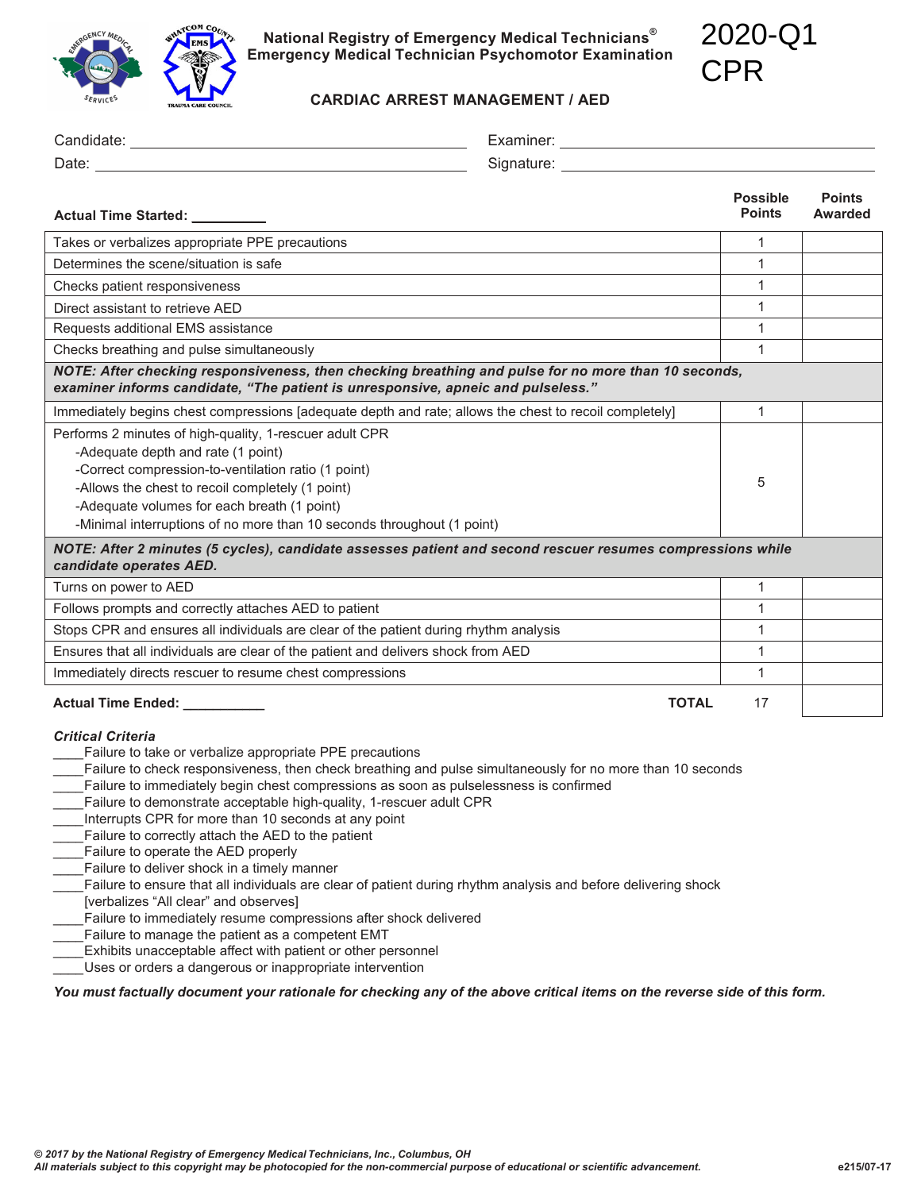**National Registry of Emergency Medical Technicians®**
**Emergency Medical Technician Psychomotor Examination**

# 2020-Q1 CPR

## CARDIAC ARREST MANAGEMENT / AED

Candidate: ______________________________ Examiner: ______________________________

Date: ______________________________ Signature: ______________________________

| **Actual Time Started: _________** | **Possible Points** | **Points Awarded** |
|---|---|---|
| Takes or verbalizes appropriate PPE precautions | 1 | |
| Determines the scene/situation is safe | 1 | |
| Checks patient responsiveness | 1 | |
| Direct assistant to retrieve AED | 1 | |
| Requests additional EMS assistance | 1 | |
| Checks breathing and pulse simultaneously | 1 | |
| ***NOTE: After checking responsiveness, then checking breathing and pulse for no more than 10 seconds, examiner informs candidate, "The patient is unresponsive, apneic and pulseless."*** | | |
| Immediately begins chest compressions [adequate depth and rate; allows the chest to recoil completely] | 1 | |
| Performs 2 minutes of high-quality, 1-rescuer adult CPR<br>-Adequate depth and rate (1 point)<br>-Correct compression-to-ventilation ratio (1 point)<br>-Allows the chest to recoil completely (1 point)<br>-Adequate volumes for each breath (1 point)<br>-Minimal interruptions of no more than 10 seconds throughout (1 point) | 5 | |
| ***NOTE: After 2 minutes (5 cycles), candidate assesses patient and second rescuer resumes compressions while candidate operates AED.*** | | |
| Turns on power to AED | 1 | |
| Follows prompts and correctly attaches AED to patient | 1 | |
| Stops CPR and ensures all individuals are clear of the patient during rhythm analysis | 1 | |
| Ensures that all individuals are clear of the patient and delivers shock from AED | 1 | |
| Immediately directs rescuer to resume chest compressions | 1 | |
| **Actual Time Ended: __________** **TOTAL** | 17 | |

***Critical Criteria***

____Failure to take or verbalize appropriate PPE precautions
____Failure to check responsiveness, then check breathing and pulse simultaneously for no more than 10 seconds
____Failure to immediately begin chest compressions as soon as pulselessness is confirmed
____Failure to demonstrate acceptable high-quality, 1-rescuer adult CPR
____Interrupts CPR for more than 10 seconds at any point
____Failure to correctly attach the AED to the patient
____Failure to operate the AED properly
____Failure to deliver shock in a timely manner
____Failure to ensure that all individuals are clear of patient during rhythm analysis and before delivering shock [verbalizes "All clear" and observes]
____Failure to immediately resume compressions after shock delivered
____Failure to manage the patient as a competent EMT
____Exhibits unacceptable affect with patient or other personnel
____Uses or orders a dangerous or inappropriate intervention

***You must factually document your rationale for checking any of the above critical items on the reverse side of this form.***

*© 2017 by the National Registry of Emergency Medical Technicians, Inc., Columbus, OH*
*All materials subject to this copyright may be photocopied for the non-commercial purpose of educational or scientific advancement.*

e215/07-17